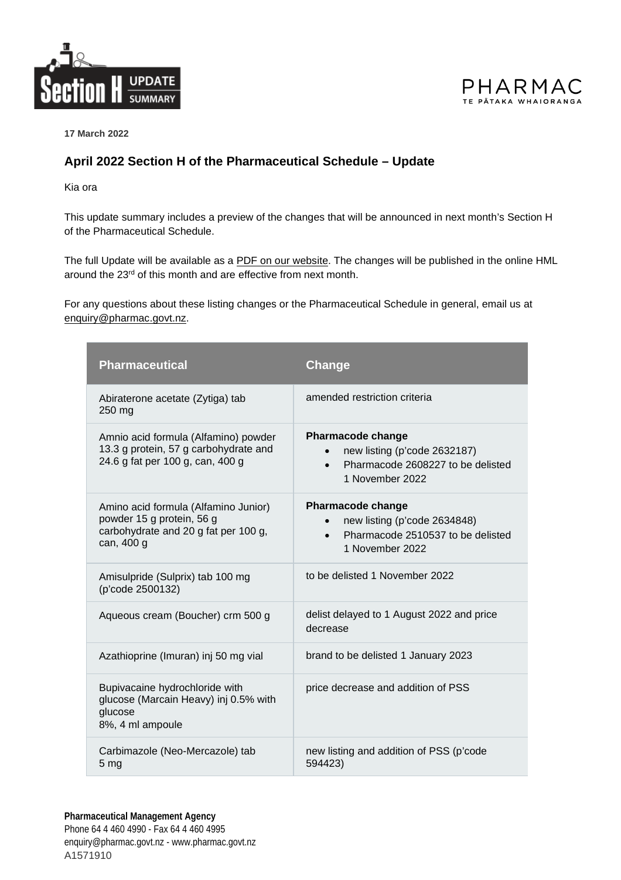**17 March 2022**

## April 2022 Section H of the Pharmaceutical Schedule – Update

Kia ora

This update summary includes a preview of the changes that will be announced in next month's Section H of the Pharmaceutical Schedule.

The full Update will be available as a PDF on our website. The changes will be published in the online HML around the 23rd of this month and are effective from next month.

For any questions about these listing changes or the Pharmaceutical Schedule in general, email us at enquiry@pharmac.govt.nz.

| Pharmaceutical | Change |
|---|---|
| Abiraterone acetate (Zytiga) tab 250 mg | amended restriction criteria |
| Amnio acid formula (Alfamino) powder 13.3 g protein, 57 g carbohydrate and 24.6 g fat per 100 g, can, 400 g | **Pharmacode change**<br>• new listing (p'code 2632187)<br>• Pharmacode 2608227 to be delisted 1 November 2022 |
| Amino acid formula (Alfamino Junior) powder 15 g protein, 56 g carbohydrate and 20 g fat per 100 g, can, 400 g | **Pharmacode change**<br>• new listing (p'code 2634848)<br>• Pharmacode 2510537 to be delisted 1 November 2022 |
| Amisulpride (Sulprix) tab 100 mg (p'code 2500132) | to be delisted 1 November 2022 |
| Aqueous cream (Boucher) crm 500 g | delist delayed to 1 August 2022 and price decrease |
| Azathioprine (Imuran) inj 50 mg vial | brand to be delisted 1 January 2023 |
| Bupivacaine hydrochloride with glucose (Marcain Heavy) inj 0.5% with glucose 8%, 4 ml ampoule | price decrease and addition of PSS |
| Carbimazole (Neo-Mercazole) tab 5 mg | new listing and addition of PSS (p'code 594423) |

**Pharmaceutical Management Agency**
Phone 64 4 460 4990 - Fax 64 4 460 4995
enquiry@pharmac.govt.nz - www.pharmac.govt.nz
A1571910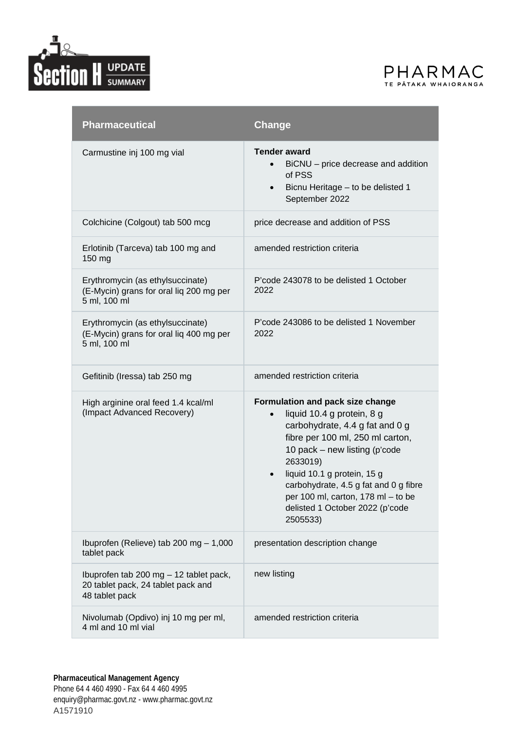| Pharmaceutical | Change |
|---|---|
| Carmustine inj 100 mg vial | **Tender award**<br>• BiCNU – price decrease and addition of PSS<br>• Bicnu Heritage – to be delisted 1 September 2022 |
| Colchicine (Colgout) tab 500 mcg | price decrease and addition of PSS |
| Erlotinib (Tarceva) tab 100 mg and 150 mg | amended restriction criteria |
| Erythromycin (as ethylsuccinate) (E-Mycin) grans for oral liq 200 mg per 5 ml, 100 ml | P'code 243078 to be delisted 1 October 2022 |
| Erythromycin (as ethylsuccinate) (E-Mycin) grans for oral liq 400 mg per 5 ml, 100 ml | P'code 243086 to be delisted 1 November 2022 |
| Gefitinib (Iressa) tab 250 mg | amended restriction criteria |
| High arginine oral feed 1.4 kcal/ml (Impact Advanced Recovery) | **Formulation and pack size change**<br>• liquid 10.4 g protein, 8 g carbohydrate, 4.4 g fat and 0 g fibre per 100 ml, 250 ml carton, 10 pack – new listing (p'code 2633019)<br>• liquid 10.1 g protein, 15 g carbohydrate, 4.5 g fat and 0 g fibre per 100 ml, carton, 178 ml – to be delisted 1 October 2022 (p'code 2505533) |
| Ibuprofen (Relieve) tab 200 mg – 1,000 tablet pack | presentation description change |
| Ibuprofen tab 200 mg – 12 tablet pack, 20 tablet pack, 24 tablet pack and 48 tablet pack | new listing |
| Nivolumab (Opdivo) inj 10 mg per ml, 4 ml and 10 ml vial | amended restriction criteria |

**Pharmaceutical Management Agency**
Phone 64 4 460 4990 - Fax 64 4 460 4995
enquiry@pharmac.govt.nz - www.pharmac.govt.nz
A1571910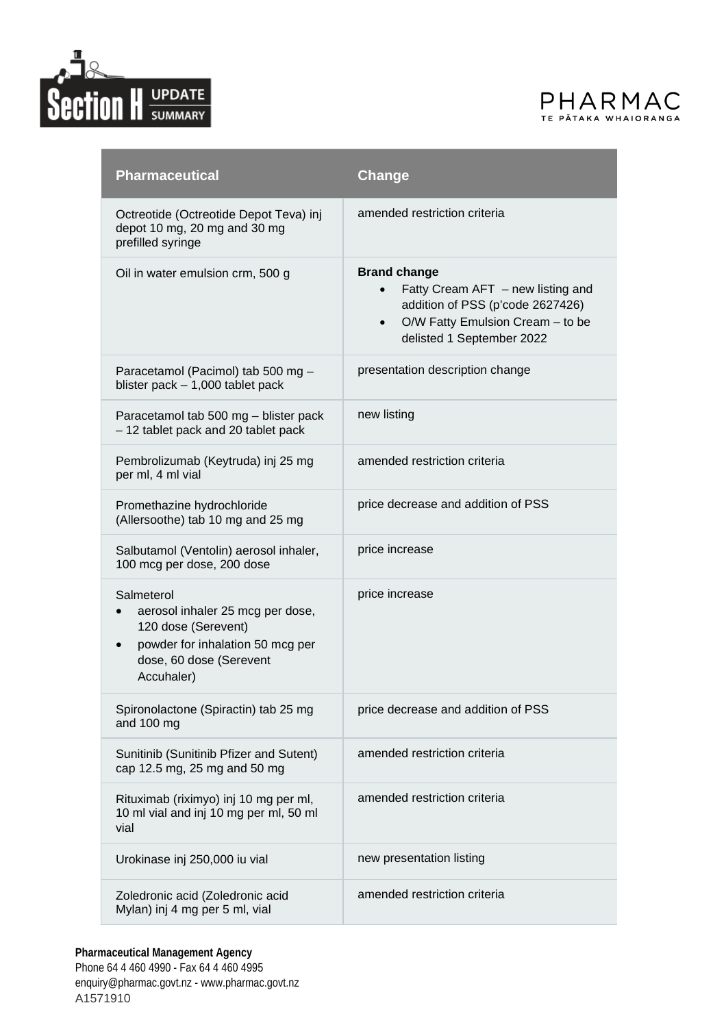| Pharmaceutical | Change |
|---|---|
| Octreotide (Octreotide Depot Teva) inj depot 10 mg, 20 mg and 30 mg prefilled syringe | amended restriction criteria |
| Oil in water emulsion crm, 500 g | **Brand change**<br>• Fatty Cream AFT – new listing and addition of PSS (p'code 2627426)<br>• O/W Fatty Emulsion Cream – to be delisted 1 September 2022 |
| Paracetamol (Pacimol) tab 500 mg – blister pack – 1,000 tablet pack | presentation description change |
| Paracetamol tab 500 mg – blister pack – 12 tablet pack and 20 tablet pack | new listing |
| Pembrolizumab (Keytruda) inj 25 mg per ml, 4 ml vial | amended restriction criteria |
| Promethazine hydrochloride (Allersoothe) tab 10 mg and 25 mg | price decrease and addition of PSS |
| Salbutamol (Ventolin) aerosol inhaler, 100 mcg per dose, 200 dose | price increase |
| Salmeterol<br>• aerosol inhaler 25 mcg per dose, 120 dose (Serevent)<br>• powder for inhalation 50 mcg per dose, 60 dose (Serevent Accuhaler) | price increase |
| Spironolactone (Spiractin) tab 25 mg and 100 mg | price decrease and addition of PSS |
| Sunitinib (Sunitinib Pfizer and Sutent) cap 12.5 mg, 25 mg and 50 mg | amended restriction criteria |
| Rituximab (riximyo) inj 10 mg per ml, 10 ml vial and inj 10 mg per ml, 50 ml vial | amended restriction criteria |
| Urokinase inj 250,000 iu vial | new presentation listing |
| Zoledronic acid (Zoledronic acid Mylan) inj 4 mg per 5 ml, vial | amended restriction criteria |

**Pharmaceutical Management Agency**
Phone 64 4 460 4990 - Fax 64 4 460 4995
enquiry@pharmac.govt.nz - www.pharmac.govt.nz
A1571910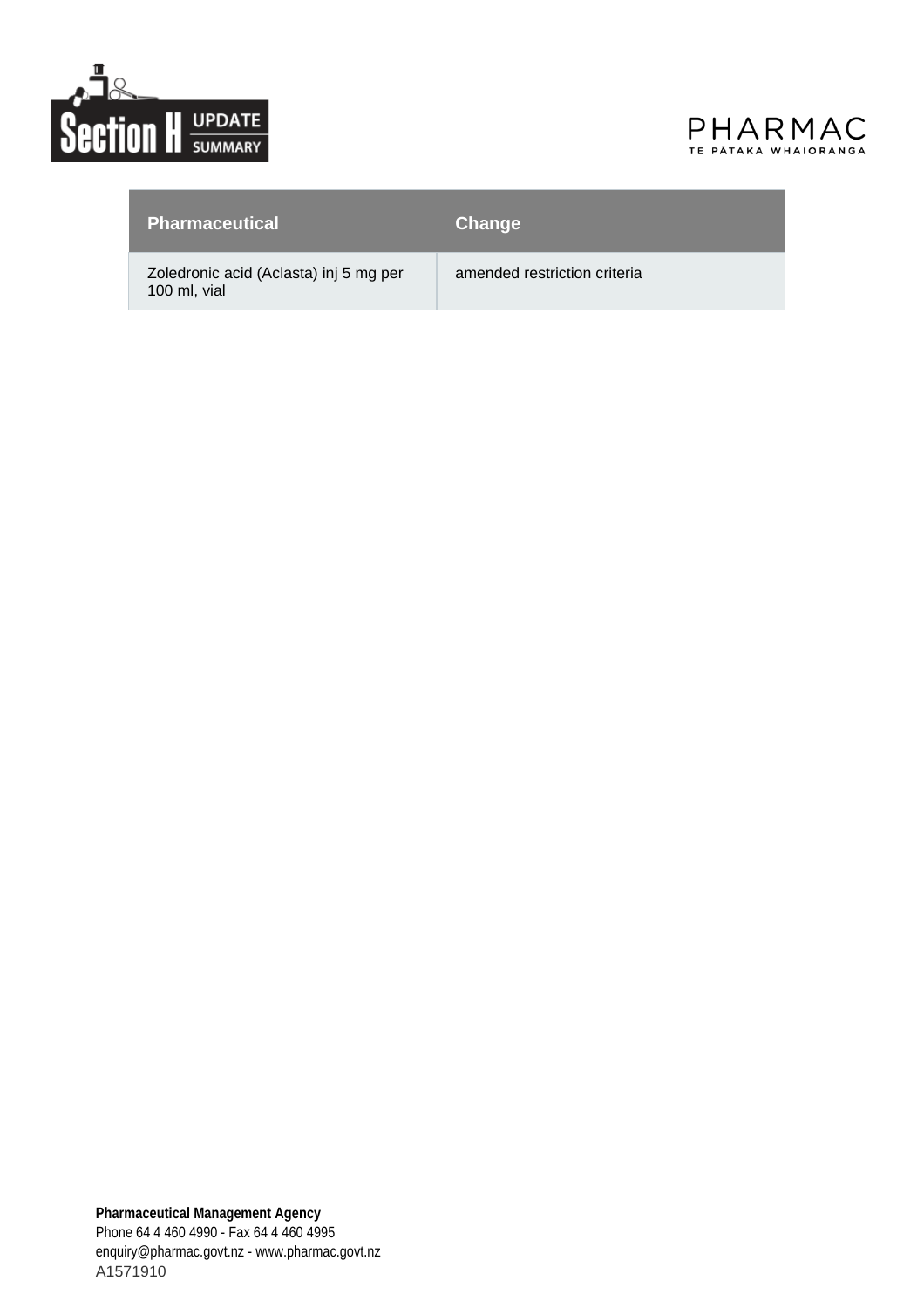| Pharmaceutical | Change |
| --- | --- |
| Zoledronic acid (Aclasta) inj 5 mg per 100 ml, vial | amended restriction criteria |

**Pharmaceutical Management Agency**
Phone 64 4 460 4990 - Fax 64 4 460 4995
enquiry@pharmac.govt.nz - www.pharmac.govt.nz
A1571910